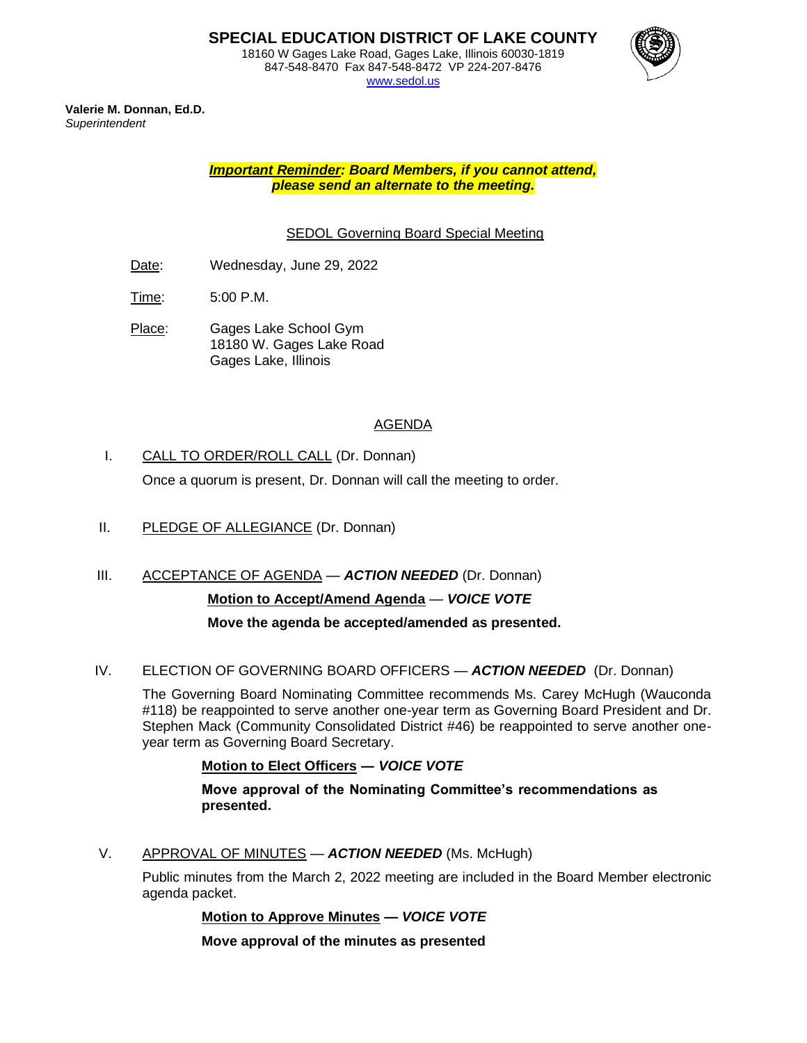# SPECIAL EDUCATION DISTRICT OF LAKE COUNTY

18160 W Gages Lake Road, Gages Lake, Illinois 60030-1819
847-548-8470 Fax 847-548-8472 VP 224-207-8476
www.sedol.us

**Valerie M. Donnan, Ed.D.**
*Superintendent*

***Important Reminder: Board Members, if you cannot attend, please send an alternate to the meeting.***

## SEDOL Governing Board Special Meeting

Date: Wednesday, June 29, 2022

Time: 5:00 P.M.

Place: Gages Lake School Gym
18180 W. Gages Lake Road
Gages Lake, Illinois

## AGENDA

I. CALL TO ORDER/ROLL CALL (Dr. Donnan)

Once a quorum is present, Dr. Donnan will call the meeting to order.

II. PLEDGE OF ALLEGIANCE (Dr. Donnan)

III. ACCEPTANCE OF AGENDA — ***ACTION NEEDED*** (Dr. Donnan)

**Motion to Accept/Amend Agenda — *VOICE VOTE***

**Move the agenda be accepted/amended as presented.**

IV. ELECTION OF GOVERNING BOARD OFFICERS — ***ACTION NEEDED*** (Dr. Donnan)

The Governing Board Nominating Committee recommends Ms. Carey McHugh (Wauconda #118) be reappointed to serve another one-year term as Governing Board President and Dr. Stephen Mack (Community Consolidated District #46) be reappointed to serve another one-year term as Governing Board Secretary.

**Motion to Elect Officers — *VOICE VOTE***

**Move approval of the Nominating Committee's recommendations as presented.**

V. APPROVAL OF MINUTES — ***ACTION NEEDED*** (Ms. McHugh)

Public minutes from the March 2, 2022 meeting are included in the Board Member electronic agenda packet.

**Motion to Approve Minutes — *VOICE VOTE***

**Move approval of the minutes as presented**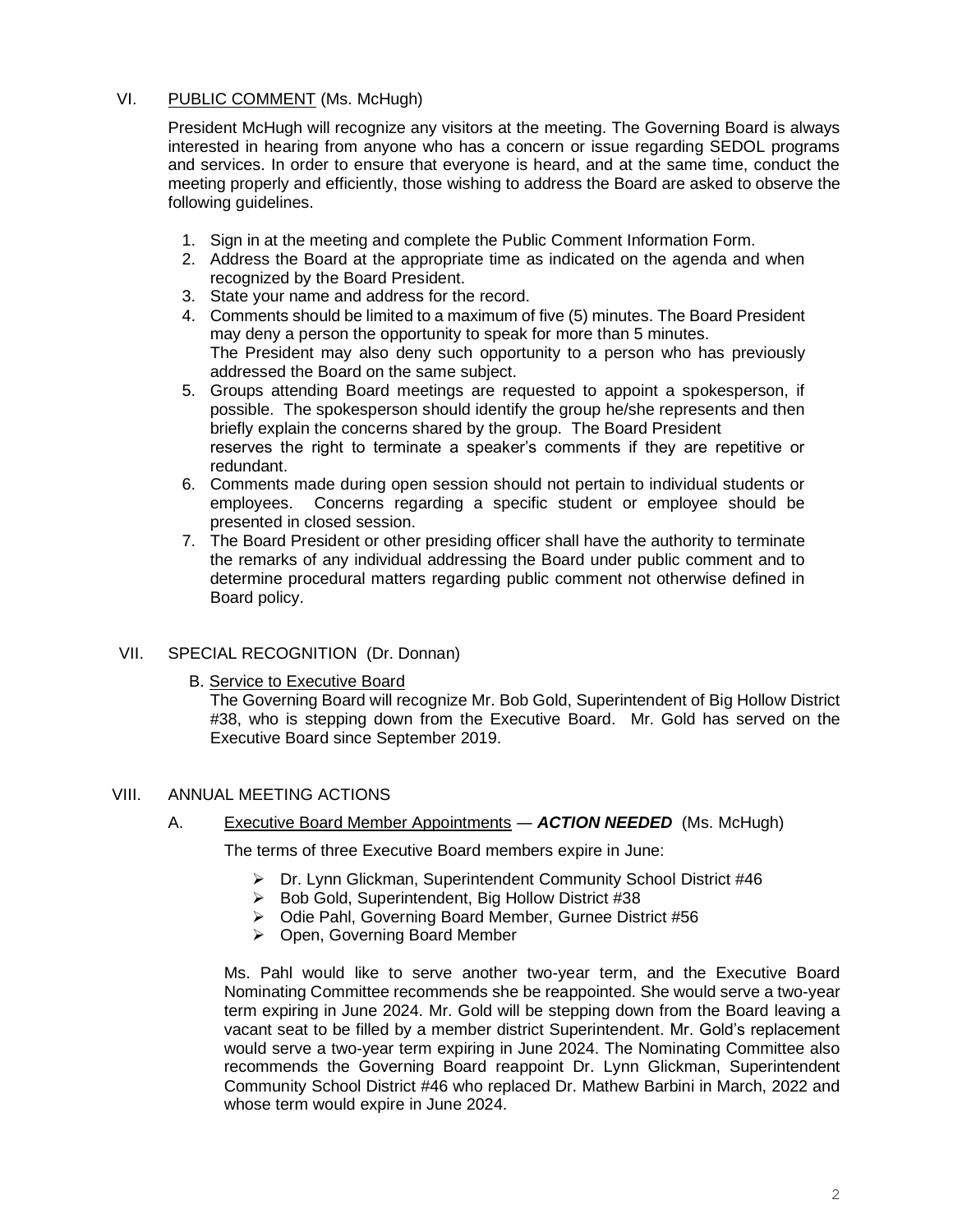## VI. PUBLIC COMMENT (Ms. McHugh)

President McHugh will recognize any visitors at the meeting. The Governing Board is always interested in hearing from anyone who has a concern or issue regarding SEDOL programs and services. In order to ensure that everyone is heard, and at the same time, conduct the meeting properly and efficiently, those wishing to address the Board are asked to observe the following guidelines.

1. Sign in at the meeting and complete the Public Comment Information Form.
2. Address the Board at the appropriate time as indicated on the agenda and when recognized by the Board President.
3. State your name and address for the record.
4. Comments should be limited to a maximum of five (5) minutes. The Board President may deny a person the opportunity to speak for more than 5 minutes. The President may also deny such opportunity to a person who has previously addressed the Board on the same subject.
5. Groups attending Board meetings are requested to appoint a spokesperson, if possible. The spokesperson should identify the group he/she represents and then briefly explain the concerns shared by the group. The Board President reserves the right to terminate a speaker's comments if they are repetitive or redundant.
6. Comments made during open session should not pertain to individual students or employees. Concerns regarding a specific student or employee should be presented in closed session.
7. The Board President or other presiding officer shall have the authority to terminate the remarks of any individual addressing the Board under public comment and to determine procedural matters regarding public comment not otherwise defined in Board policy.

## VII. SPECIAL RECOGNITION (Dr. Donnan)

B. Service to Executive Board

The Governing Board will recognize Mr. Bob Gold, Superintendent of Big Hollow District #38, who is stepping down from the Executive Board. Mr. Gold has served on the Executive Board since September 2019.

## VIII. ANNUAL MEETING ACTIONS

A. Executive Board Member Appointments — ***ACTION NEEDED*** (Ms. McHugh)

The terms of three Executive Board members expire in June:

- Dr. Lynn Glickman, Superintendent Community School District #46
- Bob Gold, Superintendent, Big Hollow District #38
- Odie Pahl, Governing Board Member, Gurnee District #56
- Open, Governing Board Member

Ms. Pahl would like to serve another two-year term, and the Executive Board Nominating Committee recommends she be reappointed. She would serve a two-year term expiring in June 2024. Mr. Gold will be stepping down from the Board leaving a vacant seat to be filled by a member district Superintendent. Mr. Gold's replacement would serve a two-year term expiring in June 2024. The Nominating Committee also recommends the Governing Board reappoint Dr. Lynn Glickman, Superintendent Community School District #46 who replaced Dr. Mathew Barbini in March, 2022 and whose term would expire in June 2024.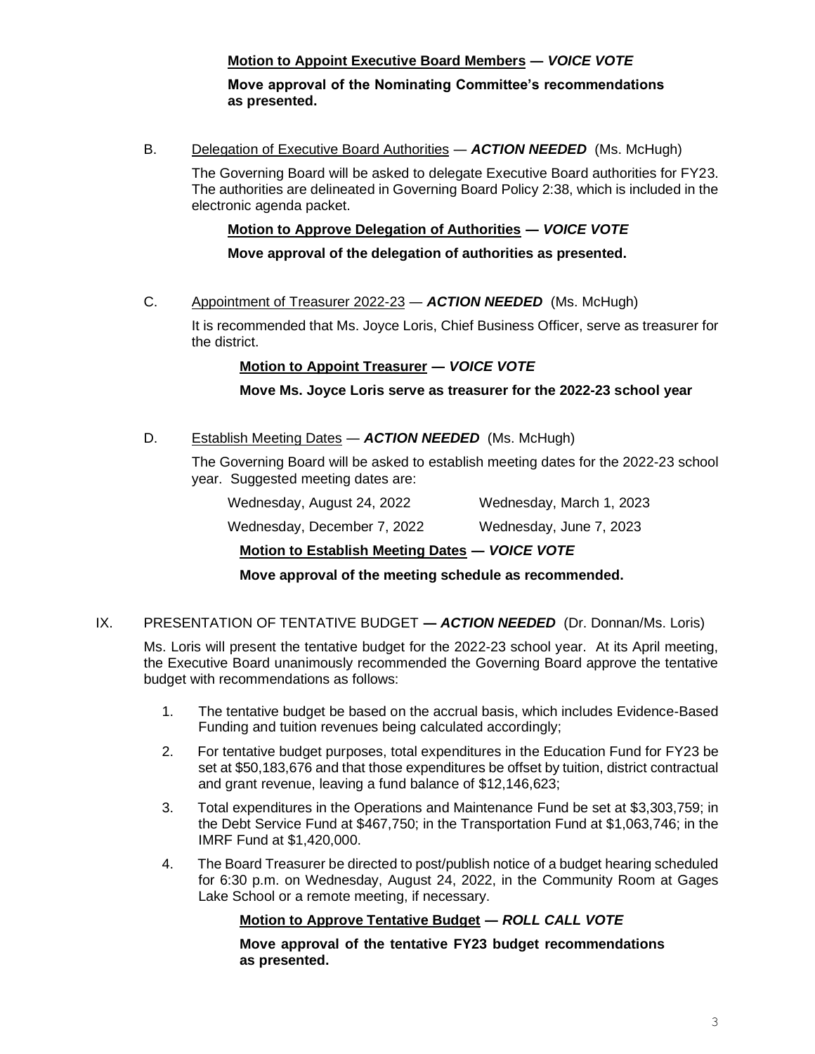**Motion to Appoint Executive Board Members — *VOICE VOTE***

**Move approval of the Nominating Committee's recommendations as presented.**

B. Delegation of Executive Board Authorities — ***ACTION NEEDED*** (Ms. McHugh)

The Governing Board will be asked to delegate Executive Board authorities for FY23. The authorities are delineated in Governing Board Policy 2:38, which is included in the electronic agenda packet.

**Motion to Approve Delegation of Authorities — *VOICE VOTE***

**Move approval of the delegation of authorities as presented.**

C. Appointment of Treasurer 2022-23 — ***ACTION NEEDED*** (Ms. McHugh)

It is recommended that Ms. Joyce Loris, Chief Business Officer, serve as treasurer for the district.

**Motion to Appoint Treasurer — *VOICE VOTE***

**Move Ms. Joyce Loris serve as treasurer for the 2022-23 school year**

D. Establish Meeting Dates — ***ACTION NEEDED*** (Ms. McHugh)

The Governing Board will be asked to establish meeting dates for the 2022-23 school year. Suggested meeting dates are:

| | |
|---|---|
| Wednesday, August 24, 2022 | Wednesday, March 1, 2023 |
| Wednesday, December 7, 2022 | Wednesday, June 7, 2023 |

**Motion to Establish Meeting Dates — *VOICE VOTE***

**Move approval of the meeting schedule as recommended.**

IX. PRESENTATION OF TENTATIVE BUDGET — ***ACTION NEEDED*** (Dr. Donnan/Ms. Loris)

Ms. Loris will present the tentative budget for the 2022-23 school year. At its April meeting, the Executive Board unanimously recommended the Governing Board approve the tentative budget with recommendations as follows:

1. The tentative budget be based on the accrual basis, which includes Evidence-Based Funding and tuition revenues being calculated accordingly;
2. For tentative budget purposes, total expenditures in the Education Fund for FY23 be set at $50,183,676 and that those expenditures be offset by tuition, district contractual and grant revenue, leaving a fund balance of $12,146,623;
3. Total expenditures in the Operations and Maintenance Fund be set at $3,303,759; in the Debt Service Fund at $467,750; in the Transportation Fund at $1,063,746; in the IMRF Fund at $1,420,000.
4. The Board Treasurer be directed to post/publish notice of a budget hearing scheduled for 6:30 p.m. on Wednesday, August 24, 2022, in the Community Room at Gages Lake School or a remote meeting, if necessary.

**Motion to Approve Tentative Budget — *ROLL CALL VOTE***

**Move approval of the tentative FY23 budget recommendations as presented.**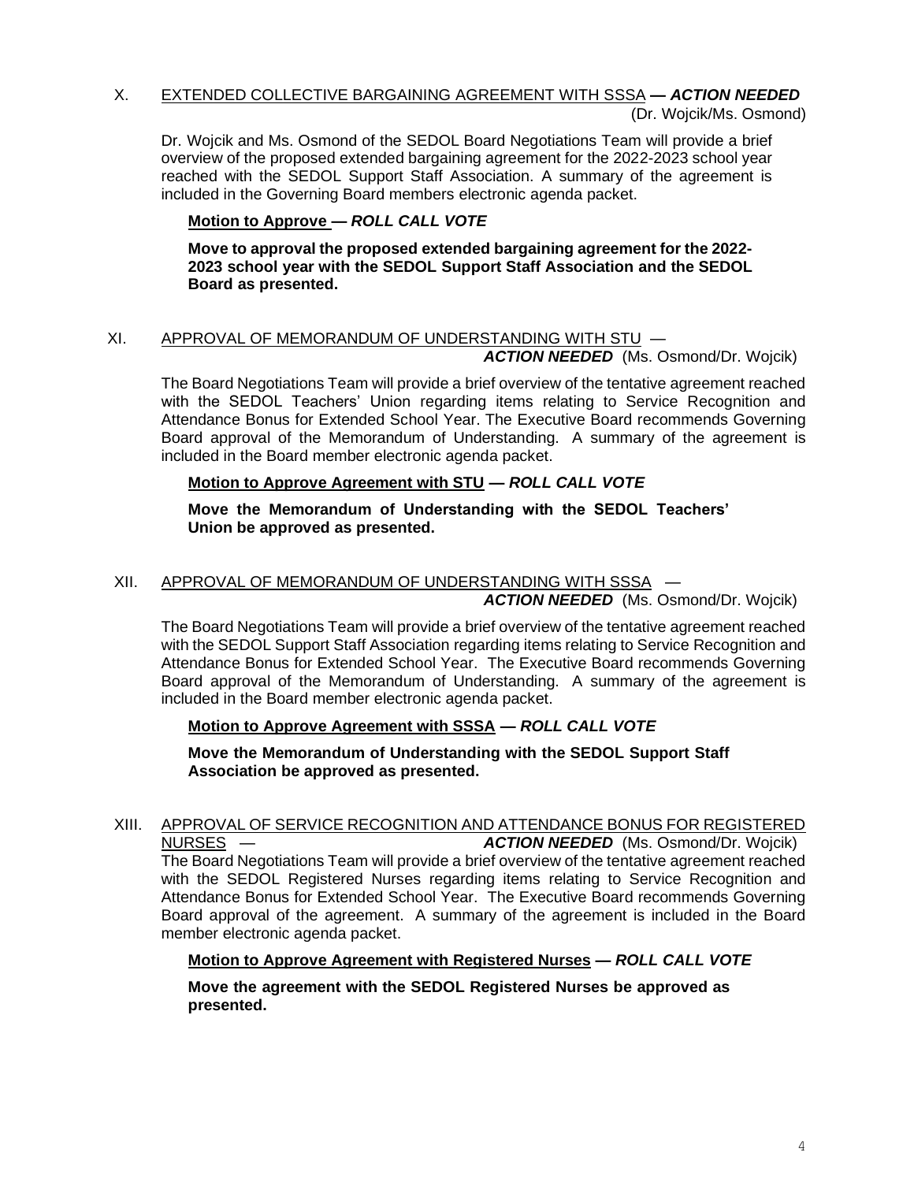X. <u>EXTENDED COLLECTIVE BARGAINING AGREEMENT WITH SSSA</u> ***— ACTION NEEDED*** (Dr. Wojcik/Ms. Osmond)

Dr. Wojcik and Ms. Osmond of the SEDOL Board Negotiations Team will provide a brief overview of the proposed extended bargaining agreement for the 2022-2023 school year reached with the SEDOL Support Staff Association. A summary of the agreement is included in the Governing Board members electronic agenda packet.

**<u>Motion to Approve</u> — *ROLL CALL VOTE***

**Move to approval the proposed extended bargaining agreement for the 2022-2023 school year with the SEDOL Support Staff Association and the SEDOL Board as presented.**

XI. <u>APPROVAL OF MEMORANDUM OF UNDERSTANDING WITH STU</u> — ***ACTION NEEDED*** (Ms. Osmond/Dr. Wojcik)

The Board Negotiations Team will provide a brief overview of the tentative agreement reached with the SEDOL Teachers' Union regarding items relating to Service Recognition and Attendance Bonus for Extended School Year. The Executive Board recommends Governing Board approval of the Memorandum of Understanding. A summary of the agreement is included in the Board member electronic agenda packet.

**<u>Motion to Approve Agreement with STU</u> — *ROLL CALL VOTE***

**Move the Memorandum of Understanding with the SEDOL Teachers' Union be approved as presented.**

XII. <u>APPROVAL OF MEMORANDUM OF UNDERSTANDING WITH SSSA</u> — ***ACTION NEEDED*** (Ms. Osmond/Dr. Wojcik)

The Board Negotiations Team will provide a brief overview of the tentative agreement reached with the SEDOL Support Staff Association regarding items relating to Service Recognition and Attendance Bonus for Extended School Year. The Executive Board recommends Governing Board approval of the Memorandum of Understanding. A summary of the agreement is included in the Board member electronic agenda packet.

**<u>Motion to Approve Agreement with SSSA</u> — *ROLL CALL VOTE***

**Move the Memorandum of Understanding with the SEDOL Support Staff Association be approved as presented.**

XIII. <u>APPROVAL OF SERVICE RECOGNITION AND ATTENDANCE BONUS FOR REGISTERED NURSES</u> — ***ACTION NEEDED*** (Ms. Osmond/Dr. Wojcik)

The Board Negotiations Team will provide a brief overview of the tentative agreement reached with the SEDOL Registered Nurses regarding items relating to Service Recognition and Attendance Bonus for Extended School Year. The Executive Board recommends Governing Board approval of the agreement. A summary of the agreement is included in the Board member electronic agenda packet.

**<u>Motion to Approve Agreement with Registered Nurses</u> — *ROLL CALL VOTE***

**Move the agreement with the SEDOL Registered Nurses be approved as presented.**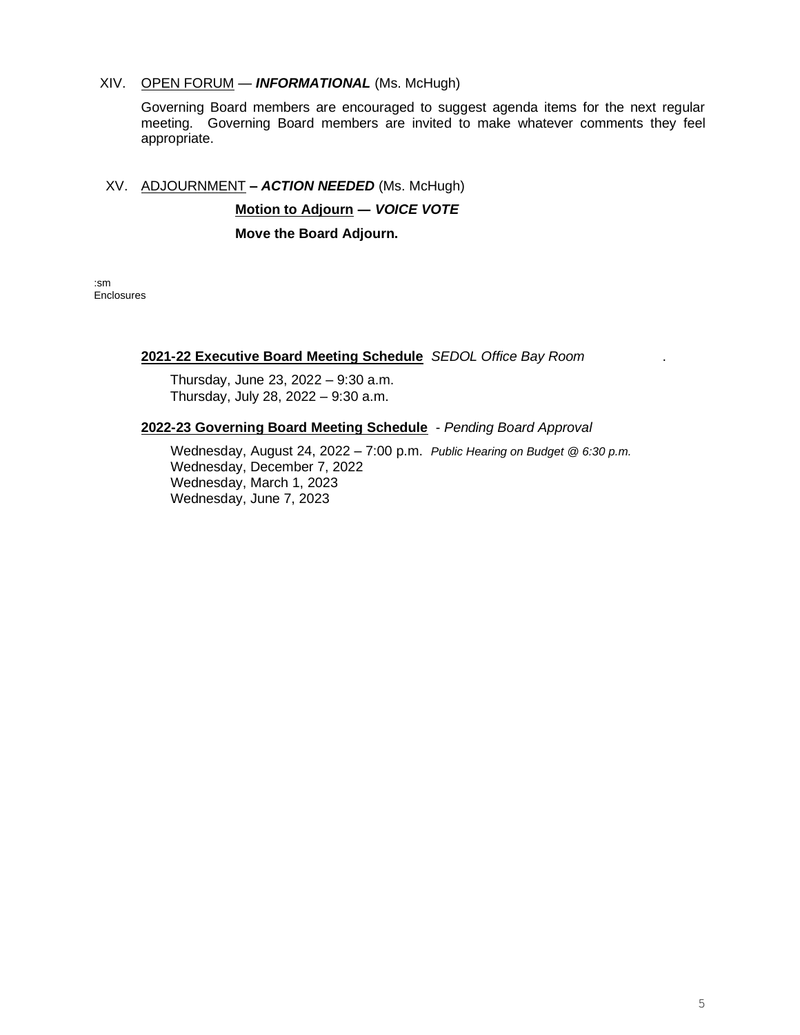XIV. <u>OPEN FORUM</u> — ***INFORMATIONAL*** (Ms. McHugh)

Governing Board members are encouraged to suggest agenda items for the next regular meeting. Governing Board members are invited to make whatever comments they feel appropriate.

XV. <u>ADJOURNMENT</u> **– *ACTION NEEDED*** (Ms. McHugh)

**<u>Motion to Adjourn</u> — *VOICE VOTE***

**Move the Board Adjourn.**

:sm
Enclosures

**<u>2021-22 Executive Board Meeting Schedule</u>** *SEDOL Office Bay Room* .

Thursday, June 23, 2022 – 9:30 a.m.
Thursday, July 28, 2022 – 9:30 a.m.

**<u>2022-23 Governing Board Meeting Schedule</u>** - *Pending Board Approval*

Wednesday, August 24, 2022 – 7:00 p.m. *Public Hearing on Budget @ 6:30 p.m.*
Wednesday, December 7, 2022
Wednesday, March 1, 2023
Wednesday, June 7, 2023